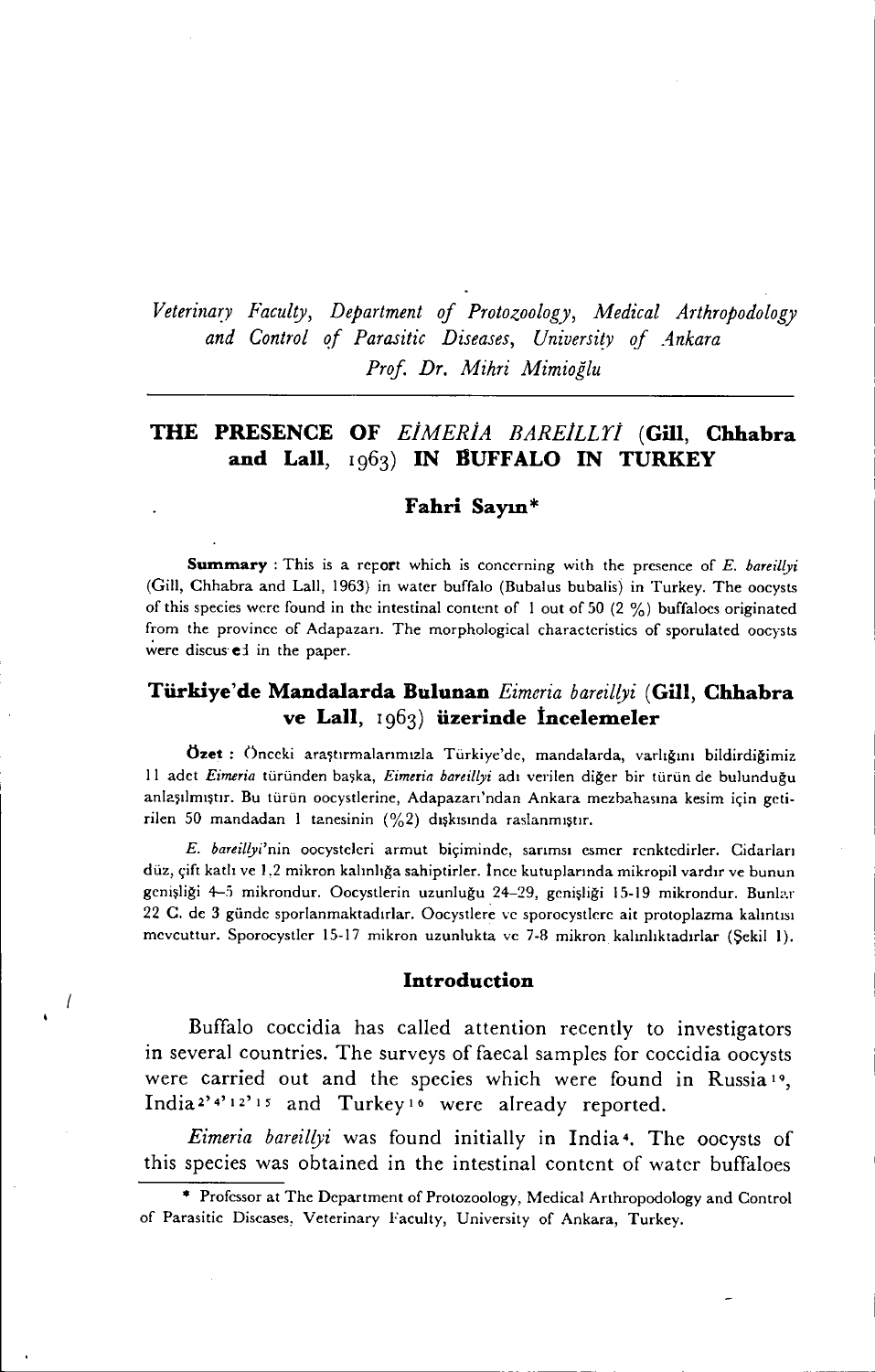*Veterinary Faculty, Department of Protozoology, Medical Arthropodology and Control of Parasitic Diseases, University of Ankara*
*Prof. Dr. Mihri Mimioğlu*

# THE PRESENCE OF *EİMERİA BAREİLLYİ* (Gill, Chhabra and Lall, 1963) IN BUFFALO IN TURKEY

**Fahri Sayın***

**Summary** : This is a report which is concerning with the presence of *E. bareillyi* (Gill, Chhabra and Lall, 1963) in water buffalo (Bubalus bubalis) in Turkey. The oocysts of this species were found in the intestinal content of 1 out of 50 (2 %) buffaloes originated from the province of Adapazarı. The morphological characteristics of sporulated oocysts were discussed in the paper.

## Türkiye'de Mandalarda Bulunan *Eimeria bareillyi* (Gill, Chhabra ve Lall, 1963) üzerinde İncelemeler

**Özet** : Önceki araştırmalarımızla Türkiye'de, mandalarda, varlığını bildirdiğimiz 11 adet *Eimeria* türünden başka, *Eimeria bareillyi* adı verilen diğer bir türün de bulunduğu anlaşılmıştır. Bu türün oocystlerine, Adapazarı'ndan Ankara mezbahasına kesim için getirilen 50 mandadan 1 tanesinin (%2) dışkısında raslanmıştır.

*E. bareillyi*'nin oocystcleri armut biçiminde, sarımsı esmer renktedirler. Cidarları düz, çift katlı ve 1,2 mikron kalınlığa sahiptirler. İnce kutuplarında mikropil vardır ve bunun genişliği 4–5 mikrondur. Oocystlerin uzunluğu 24–29, genişliği 15-19 mikrondur. Bunlar 22 C. de 3 günde sporlanmaktadırlar. Oocystlere ve sporocystlere ait protoplazma kalıntısı mevcuttur. Sporocystler 15-17 mikron uzunlukta ve 7-8 mikron kalınlıktadırlar (Şekil 1).

## Introduction

Buffalo coccidia has called attention recently to investigators in several countries. The surveys of faecal samples for coccidia oocysts were carried out and the species which were found in Russia[19], India[2,4,12,15] and Turkey[16] were already reported.

*Eimeria bareillyi* was found initially in India[4]. The oocysts of this species was obtained in the intestinal content of water buffaloes

* Professor at The Department of Protozoology, Medical Arthropodology and Control of Parasitic Diseases, Veterinary Faculty, University of Ankara, Turkey.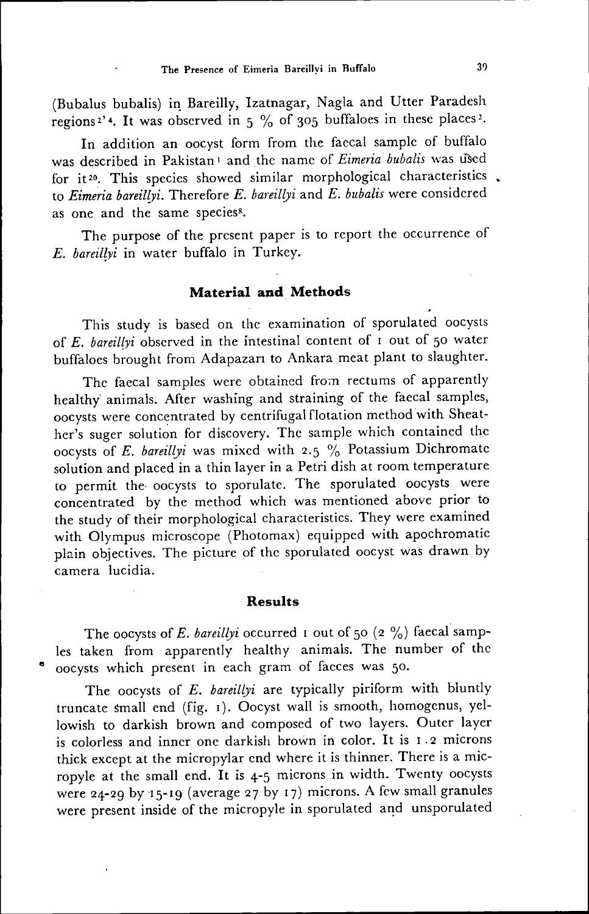(Bubalus bubalis) in Bareilly, Izatnagar, Nagla and Utter Paradesh regions[2,4]. It was observed in 5 % of 305 buffaloes in these places[2].

In addition an oocyst form from the faecal sample of buffalo was described in Pakistan[1] and the name of *Eimeria bubalis* was used for it[20]. This species showed similar morphological characteristics to *Eimeria bareillyi*. Therefore *E. bareillyi* and *E. bubalis* were considered as one and the same species[8].

The purpose of the present paper is to report the occurrence of *E. bareillyi* in water buffalo in Turkey.

## Material and Methods

This study is based on the examination of sporulated oocysts of *E. bareillyi* observed in the intestinal content of 1 out of 50 water buffaloes brought from Adapazarı to Ankara meat plant to slaughter.

The faecal samples were obtained from rectums of apparently healthy animals. After washing and straining of the faecal samples, oocysts were concentrated by centrifugal flotation method with Sheather's suger solution for discovery. The sample which contained the oocysts of *E. bareillyi* was mixed with 2.5 % Potassium Dichromate solution and placed in a thin layer in a Petri dish at room temperature to permit the oocysts to sporulate. The sporulated oocysts were concentrated by the method which was mentioned above prior to the study of their morphological characteristics. They were examined with Olympus microscope (Photomax) equipped with apochromatic plain objectives. The picture of the sporulated oocyst was drawn by camera lucidia.

## Results

The oocysts of *E. bareillyi* occurred 1 out of 50 (2 %) faecal samples taken from apparently healthy animals. The number of the oocysts which present in each gram of faeces was 50.

The oocysts of *E. bareillyi* are typically piriform with bluntly truncate small end (fig. 1). Oocyst wall is smooth, homogenus, yellowish to darkish brown and composed of two layers. Outer layer is colorless and inner one darkish brown in color. It is 1.2 microns thick except at the micropylar end where it is thinner. There is a micropyle at the small end. It is 4-5 microns in width. Twenty oocysts were 24-29 by 15-19 (average 27 by 17) microns. A few small granules were present inside of the micropyle in sporulated and unsporulated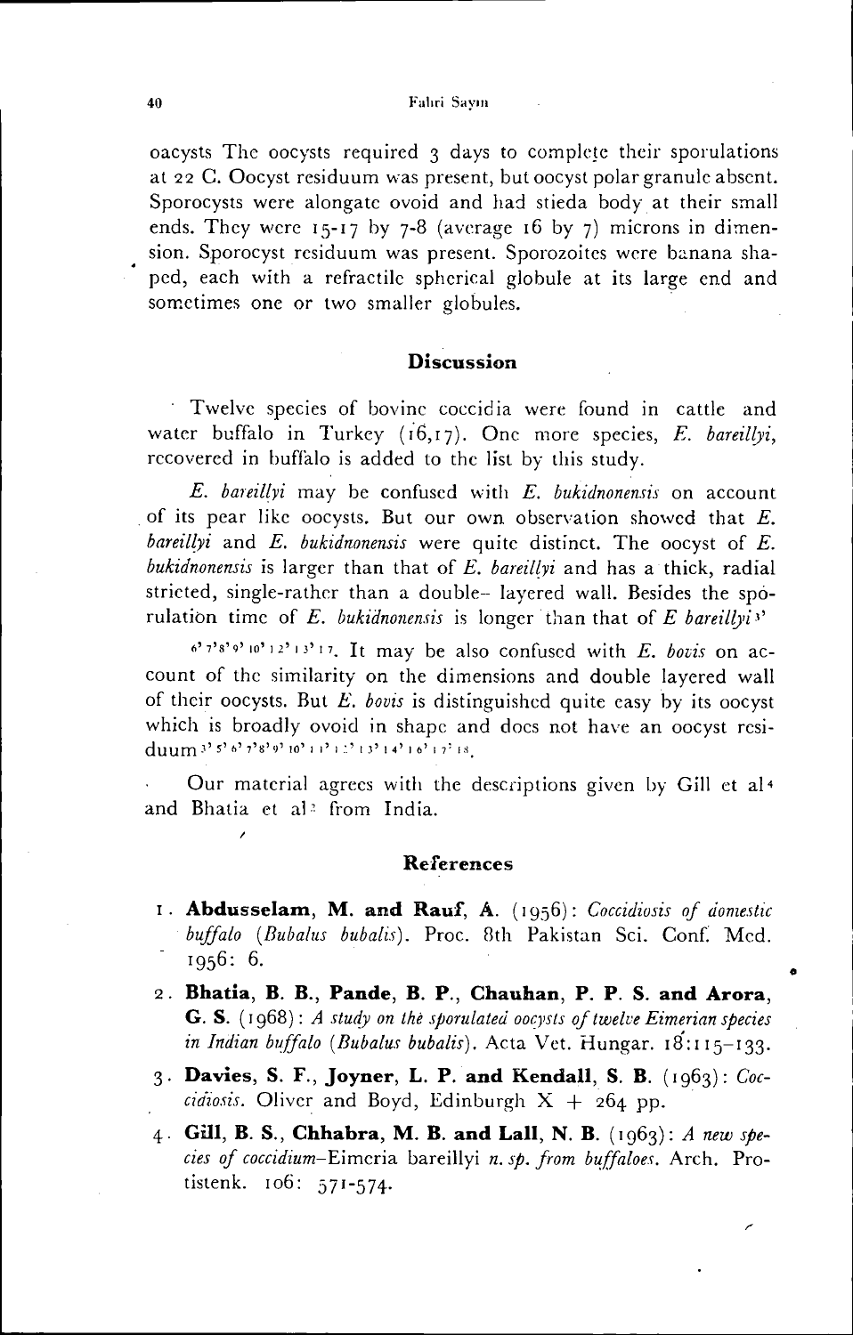oacysts The oocysts required 3 days to complete their sporulations at 22 C. Oocyst residuum was present, but oocyst polar granule absent. Sporocysts were alongate ovoid and had stieda body at their small ends. They were 15-17 by 7-8 (average 16 by 7) microns in dimension. Sporocyst residuum was present. Sporozoites were banana shaped, each with a refractile spherical globule at its large end and sometimes one or two smaller globules.

## Discussion

Twelve species of bovine coccidia were found in cattle and water buffalo in Turkey (16,17). One more species, *E. bareillyi*, recovered in buffalo is added to the list by this study.

*E. bareillyi* may be confused with *E. bukidnonensis* on account of its pear like oocysts. But our own observation showed that *E. bareillyi* and *E. bukidnonensis* were quite distinct. The oocyst of *E. bukidnonensis* is larger than that of *E. bareillyi* and has a thick, radial stricted, single-rather than a double- layered wall. Besides the sporulation time of *E. bukidnonensis* is longer than that of *E bareillyi* [3, 6, 7, 8, 9, 10, 12, 13, 17]. It may be also confused with *E. bovis* on account of the similarity on the dimensions and double layered wall of their oocysts. But *E. bovis* is distinguished quite easy by its oocyst which is broadly ovoid in shape and does not have an oocyst residuum [3, 5, 6, 7, 8, 9, 10, 11, 12, 13, 14, 16, 17, 18].

Our material agrees with the descriptions given by Gill et al[4] and Bhatia et al[2] from India.

## References

1. **Abdusselam, M. and Rauf, A.** (1956): *Coccidiosis of domestic buffalo (Bubalus bubalis)*. Proc. 8th Pakistan Sci. Conf. Med. 1956: 6.
2. **Bhatia, B. B., Pande, B. P., Chauhan, P. P. S. and Arora, G. S.** (1968): *A study on the sporulated oocysts of twelve Eimerian species in Indian buffalo (Bubalus bubalis)*. Acta Vet. Hungar. 18:115–133.
3. **Davies, S. F., Joyner, L. P. and Kendall, S. B.** (1963): *Coccidiosis*. Oliver and Boyd, Edinburgh X + 264 pp.
4. **Gill, B. S., Chhabra, M. B. and Lall, N. B.** (1963): *A new species of coccidium*–Eimeria bareillyi *n. sp. from buffaloes*. Arch. Protistenk. 106: 571-574.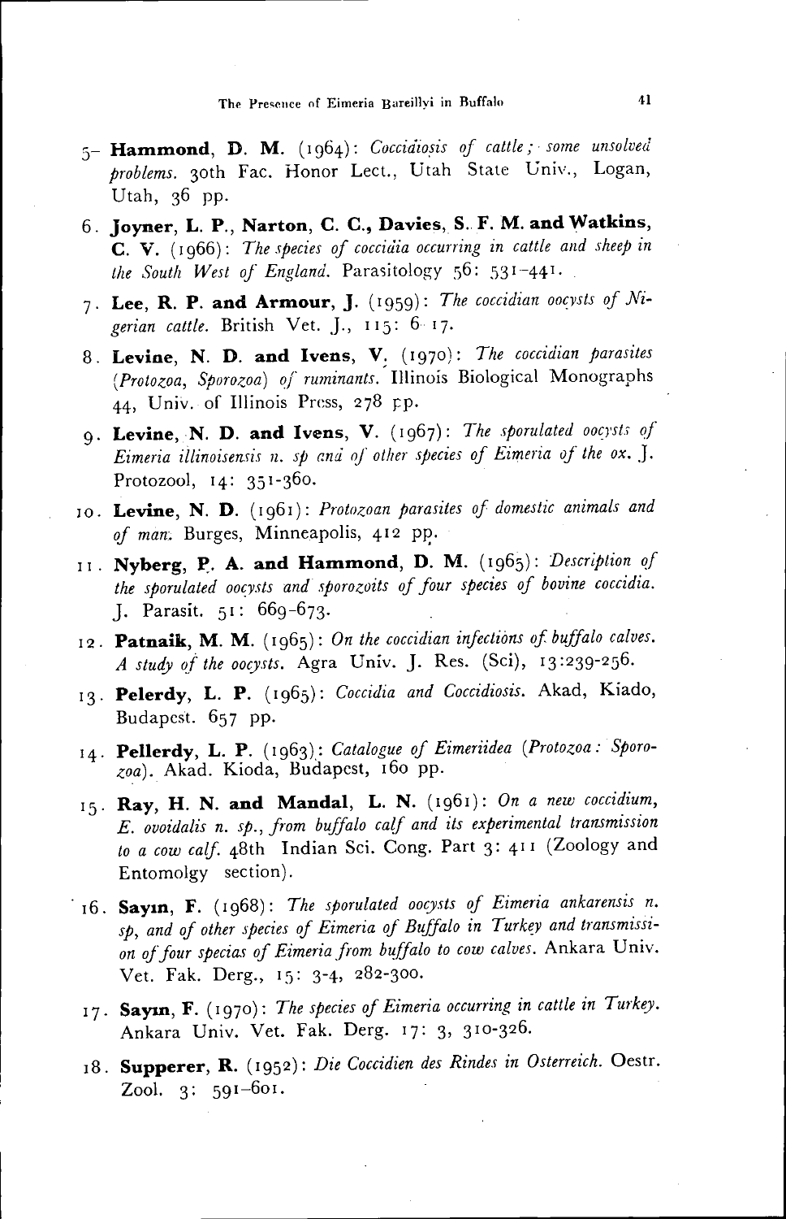5- **Hammond, D. M.** (1964): *Coccidiosis of cattle; some unsolved problems.* 30th Fac. Honor Lect., Utah State Univ., Logan, Utah, 36 pp.

6. **Joyner, L. P., Narton, C. C., Davies, S. F. M. and Watkins, C. V.** (1966): *The species of coccidia occurring in cattle and sheep in the South West of England.* Parasitology 56: 531-441.

7. **Lee, R. P. and Armour, J.** (1959): *The coccidian oocysts of Nigerian cattle.* British Vet. J., 115: 6-17.

8. **Levine, N. D. and Ivens, V.** (1970): *The coccidian parasites (Protozoa, Sporozoa) of ruminants.* Illinois Biological Monographs 44, Univ. of Illinois Press, 278 pp.

9. **Levine, N. D. and Ivens, V.** (1967): *The sporulated oocysts of Eimeria illinoisensis n. sp and of other species of Eimeria of the ox.* J. Protozool, 14: 351-360.

10. **Levine, N. D.** (1961): *Protozoan parasites of domestic animals and of man.* Burges, Minneapolis, 412 pp.

11. **Nyberg, P. A. and Hammond, D. M.** (1965): *Description of the sporulated oocysts and sporozoits of four species of bovine coccidia.* J. Parasit. 51: 669-673.

12. **Patnaik, M. M.** (1965): *On the coccidian infections of buffalo calves. A study of the oocysts.* Agra Univ. J. Res. (Sci), 13:239-256.

13. **Pelerdy, L. P.** (1965): *Coccidia and Coccidiosis.* Akad, Kiado, Budapest. 657 pp.

14. **Pellerdy, L. P.** (1963): *Catalogue of Eimeriidea (Protozoa: Sporozoa).* Akad. Kioda, Budapest, 160 pp.

15. **Ray, H. N. and Mandal, L. N.** (1961): *On a new coccidium, E. ovoidalis n. sp., from buffalo calf and its experimental transmission to a cow calf.* 48th Indian Sci. Cong. Part 3: 411 (Zoology and Entomolgy section).

16. **Sayın, F.** (1968): *The sporulated oocysts of Eimeria ankarensis n. sp, and of other species of Eimeria of Buffalo in Turkey and transmission of four specias of Eimeria from buffalo to cow calves.* Ankara Univ. Vet. Fak. Derg., 15: 3-4, 282-300.

17. **Sayın, F.** (1970): *The species of Eimeria occurring in cattle in Turkey.* Ankara Univ. Vet. Fak. Derg. 17: 3, 310-326.

18. **Supperer, R.** (1952): *Die Coccidien des Rindes in Osterreich.* Oestr. Zool. 3: 591-601.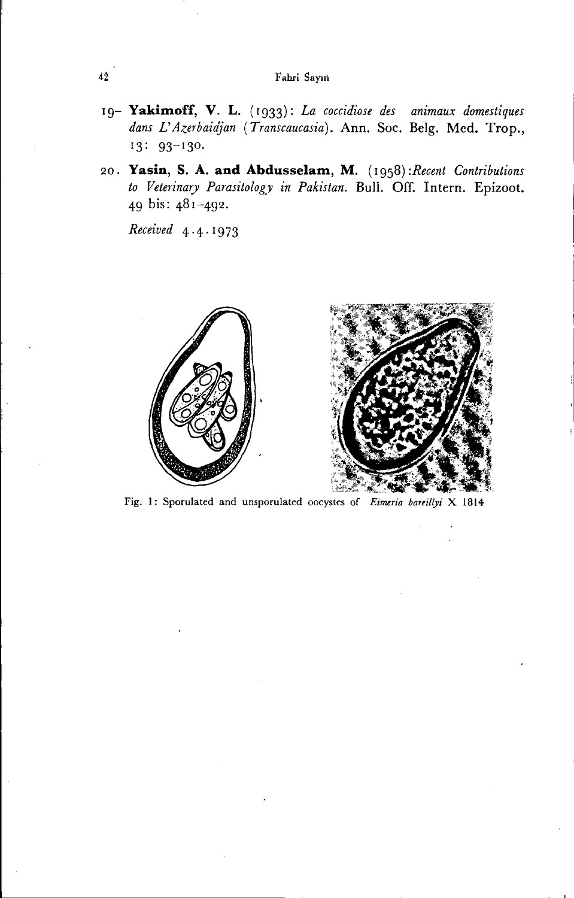19- **Yakimoff, V. L.** (1933): *La coccidiose des animaux domestiques dans L'Azerbaidjan (Transcaucasia).* Ann. Soc. Belg. Med. Trop., 13: 93–130.

20. **Yasin, S. A. and Abdusselam, M.** (1958): *Recent Contributions to Veterinary Parasitology in Pakistan.* Bull. Off. Intern. Epizoot. 49 bis: 481–492.

*Received* 4.4.1973

Fig. 1: Sporulated and unsporulated oocystes of *Eimeria bareillyi* X 1814